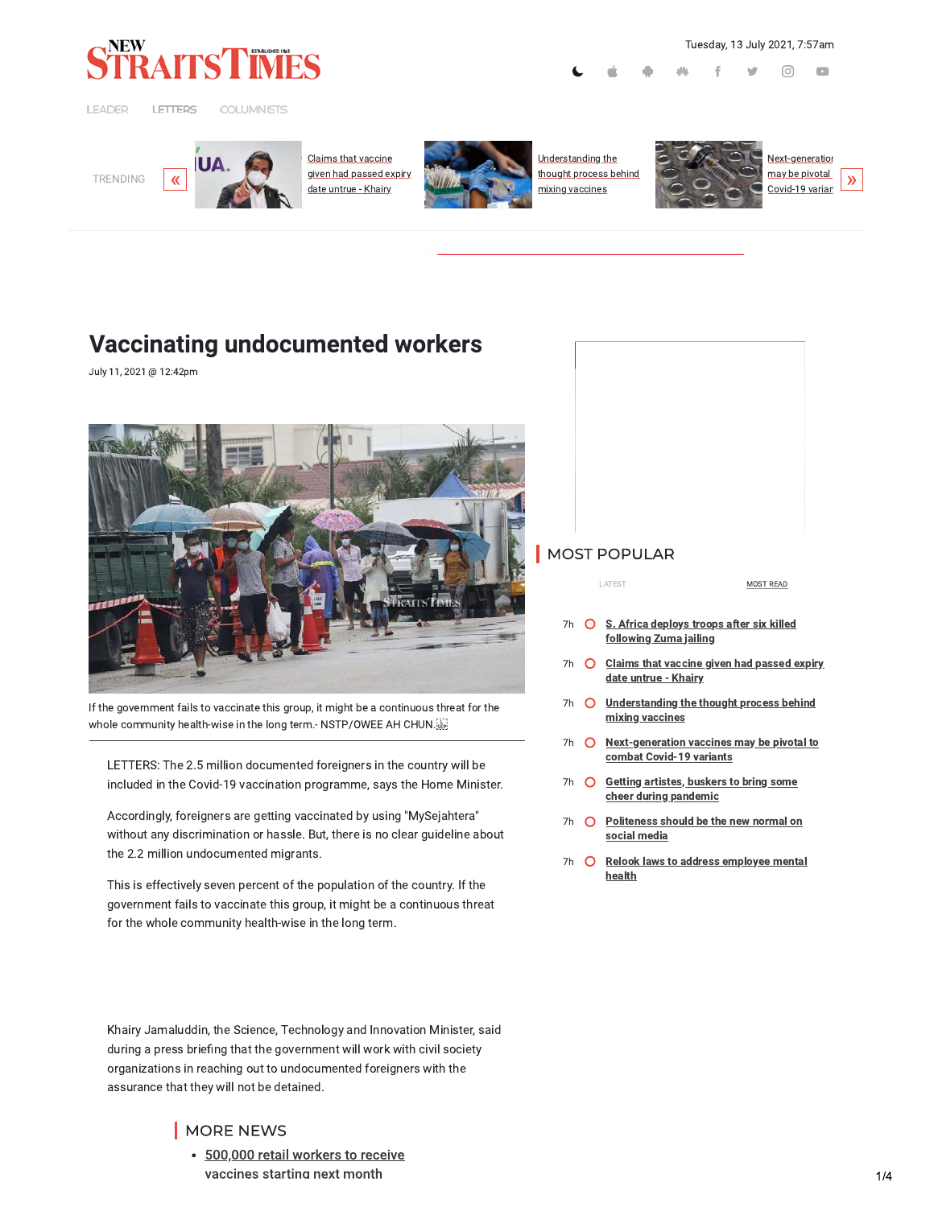Tuesday, 13 July 2021, 7:57am

LEADER LETTERS COLUMNISTS

TRENDING

- Claims that vaccine given had passed expiry date untrue - Khairy
- Understanding the thought process behind mixing vaccines
- Next-generation vaccines may be pivotal to combat Covid-19 variants

# Vaccinating undocumented workers

July 11, 2021 @ 12:42pm

If the government fails to vaccinate this group, it might be a continuous threat for the whole community health-wise in the long term.- NSTP/OWEE AH CHUN.

LETTERS: The 2.5 million documented foreigners in the country will be included in the Covid-19 vaccination programme, says the Home Minister.

Accordingly, foreigners are getting vaccinated by using "MySejahtera" without any discrimination or hassle. But, there is no clear guideline about the 2.2 million undocumented migrants.

This is effectively seven percent of the population of the country. If the government fails to vaccinate this group, it might be a continuous threat for the whole community health-wise in the long term.

Khairy Jamaluddin, the Science, Technology and Innovation Minister, said during a press briefing that the government will work with civil society organizations in reaching out to undocumented foreigners with the assurance that they will not be detained.

## MORE NEWS

- 500,000 retail workers to receive vaccines starting next month

## MOST POPULAR

LATEST MOST READ

- 7h S. Africa deploys troops after six killed following Zuma jailing
- 7h Claims that vaccine given had passed expiry date untrue - Khairy
- 7h Understanding the thought process behind mixing vaccines
- 7h Next-generation vaccines may be pivotal to combat Covid-19 variants
- 7h Getting artistes, buskers to bring some cheer during pandemic
- 7h Politeness should be the new normal on social media
- 7h Relook laws to address employee mental health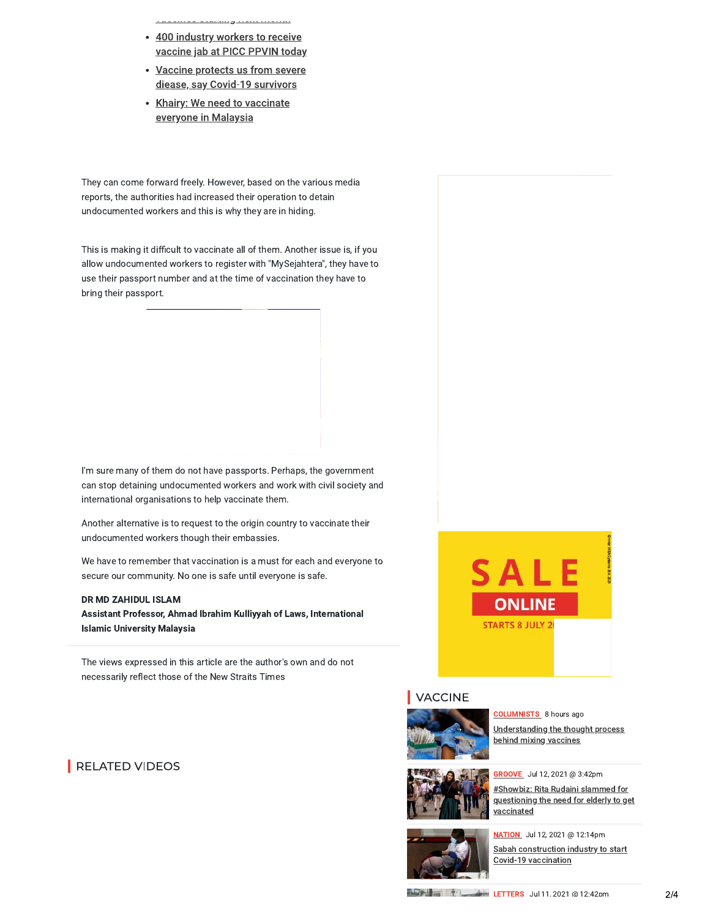- 400 industry workers to receive vaccine jab at PICC PPVIN today
- Vaccine protects us from severe diease, say Covid-19 survivors
- Khairy: We need to vaccinate everyone in Malaysia

They can come forward freely. However, based on the various media reports, the authorities had increased their operation to detain undocumented workers and this is why they are in hiding.

This is making it difficult to vaccinate all of them. Another issue is, if you allow undocumented workers to register with "MySejahtera", they have to use their passport number and at the time of vaccination they have to bring their passport.

I'm sure many of them do not have passports. Perhaps, the government can stop detaining undocumented workers and work with civil society and international organisations to help vaccinate them.

Another alternative is to request to the origin country to vaccinate their undocumented workers though their embassies.

We have to remember that vaccination is a must for each and everyone to secure our community. No one is safe until everyone is safe.

**DR MD ZAHIDUL ISLAM**
**Assistant Professor, Ahmad Ibrahim Kulliyyah of Laws, International Islamic University Malaysia**

The views expressed in this article are the author's own and do not necessarily reflect those of the New Straits Times

## RELATED VIDEOS

## VACCINE

COLUMNISTS 8 hours ago
Understanding the thought process behind mixing vaccines

GROOVE Jul 12, 2021 @ 3:42pm
#Showbiz: Rita Rudaini slammed for questioning the need for elderly to get vaccinated

NATION Jul 12, 2021 @ 12:14pm
Sabah construction industry to start Covid-19 vaccination

LETTERS Jul 11, 2021 @ 12:42pm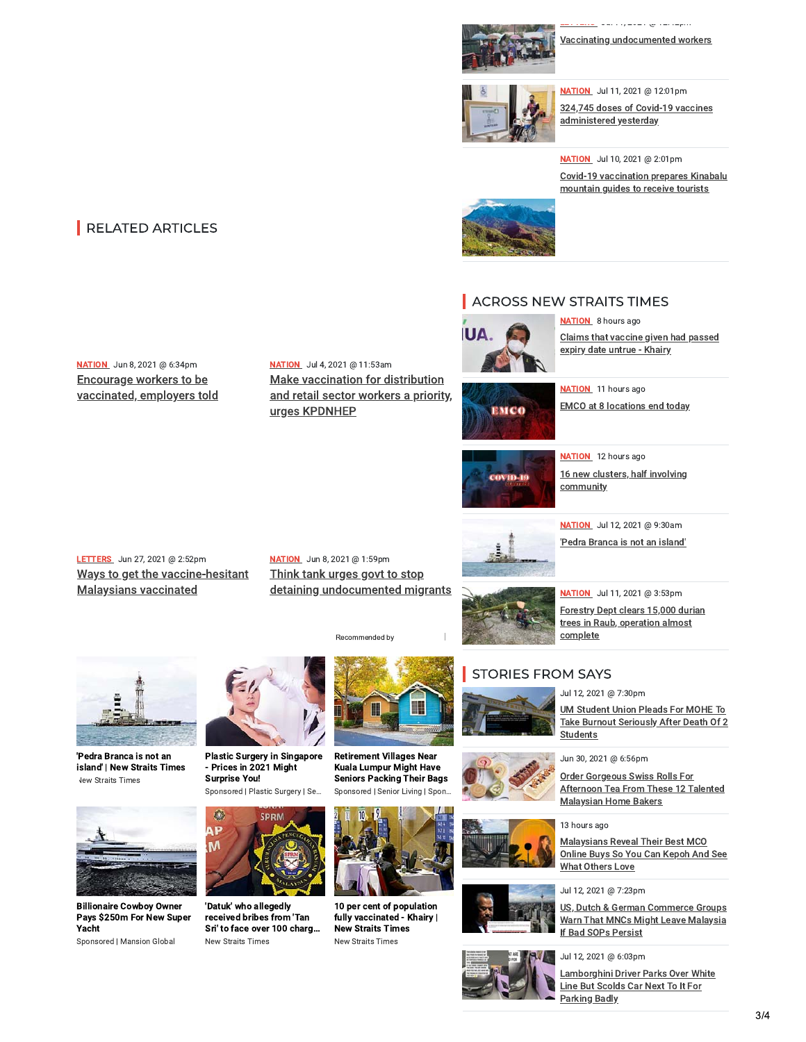Vaccinating undocumented workers

NATION Jul 11, 2021 @ 12:01pm
324,745 doses of Covid-19 vaccines administered yesterday

NATION Jul 10, 2021 @ 2:01pm
Covid-19 vaccination prepares Kinabalu mountain guides to receive tourists

## RELATED ARTICLES

NATION Jun 8, 2021 @ 6:34pm
Encourage workers to be vaccinated, employers told

NATION Jul 4, 2021 @ 11:53am
Make vaccination for distribution and retail sector workers a priority, urges KPDNHEP

LETTERS Jun 27, 2021 @ 2:52pm
Ways to get the vaccine-hesitant Malaysians vaccinated

NATION Jun 8, 2021 @ 1:59pm
Think tank urges govt to stop detaining undocumented migrants

Recommended by

**'Pedra Branca is not an island' | New Straits Times**
New Straits Times

**Plastic Surgery in Singapore - Prices in 2021 Might Surprise You!**
Sponsored | Plastic Surgery | Se...

**Retirement Villages Near Kuala Lumpur Might Have Seniors Packing Their Bags**
Sponsored | Senior Living | Spon...

**Billionaire Cowboy Owner Pays $250m For New Super Yacht**
Sponsored | Mansion Global

**'Datuk' who allegedly received bribes from 'Tan Sri' to face over 100 charg...**
New Straits Times

**10 per cent of population fully vaccinated - Khairy | New Straits Times**
New Straits Times

## ACROSS NEW STRAITS TIMES

NATION 8 hours ago
Claims that vaccine given had passed expiry date untrue - Khairy

NATION 11 hours ago
EMCO at 8 locations end today

NATION 12 hours ago
16 new clusters, half involving community

NATION Jul 12, 2021 @ 9:30am
'Pedra Branca is not an island'

NATION Jul 11, 2021 @ 3:53pm
Forestry Dept clears 15,000 durian trees in Raub, operation almost complete

## STORIES FROM SAYS

Jul 12, 2021 @ 7:30pm
UM Student Union Pleads For MOHE To Take Burnout Seriously After Death Of 2 Students

Jun 30, 2021 @ 6:56pm
Order Gorgeous Swiss Rolls For Afternoon Tea From These 12 Talented Malaysian Home Bakers

13 hours ago
Malaysians Reveal Their Best MCO Online Buys So You Can Kepoh And See What Others Love

Jul 12, 2021 @ 7:23pm
US, Dutch & German Commerce Groups Warn That MNCs Might Leave Malaysia If Bad SOPs Persist

Jul 12, 2021 @ 6:03pm
Lamborghini Driver Parks Over White Line But Scolds Car Next To It For Parking Badly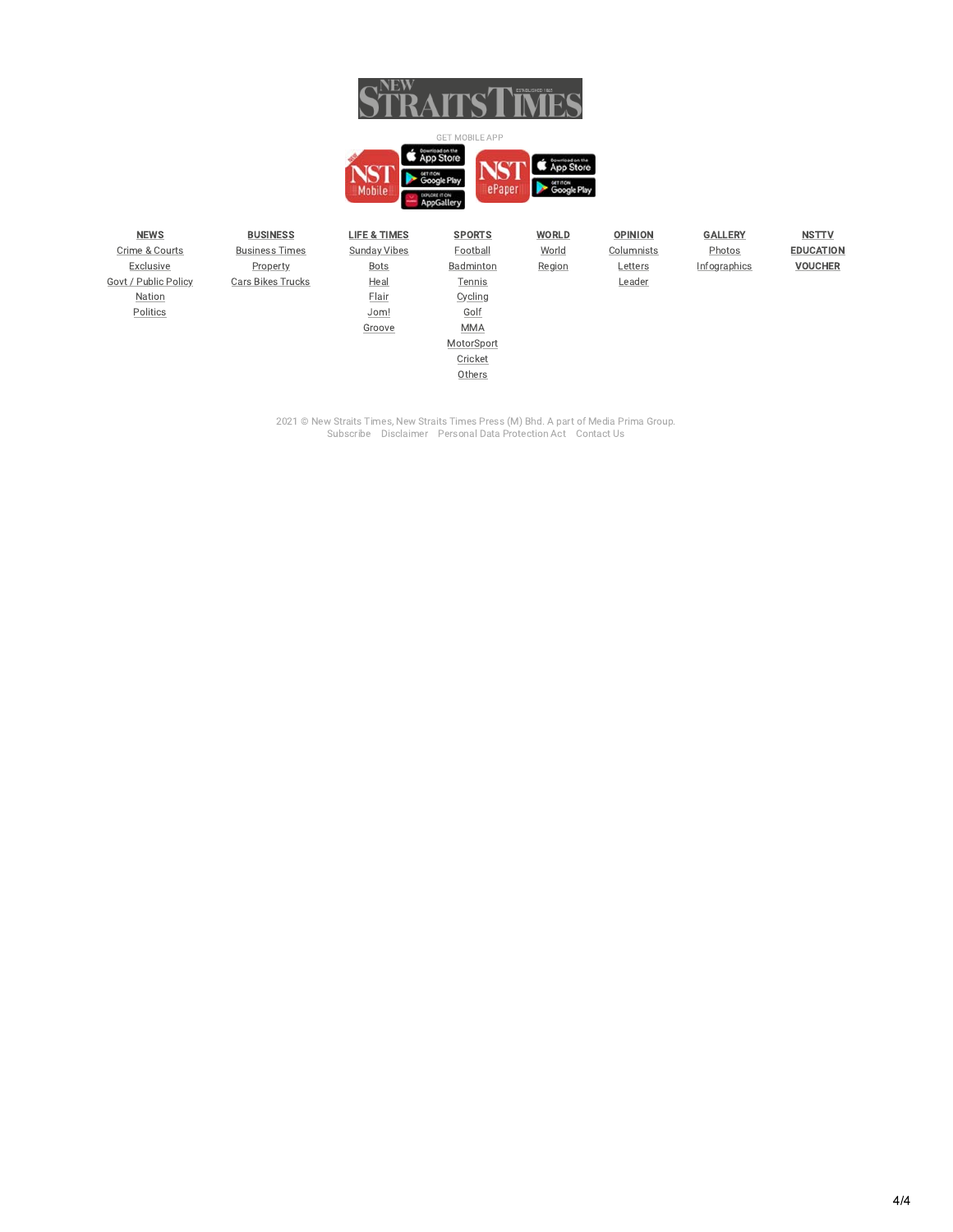NEW STRAITS TIMES

GET MOBILE APP

**NEWS**
- Crime & Courts
- Exclusive
- Govt / Public Policy
- Nation
- Politics

**BUSINESS**
- Business Times
- Property
- Cars Bikes Trucks

**LIFE & TIMES**
- Sunday Vibes
- Bots
- Heal
- Flair
- Jom!
- Groove

**SPORTS**
- Football
- Badminton
- Tennis
- Cycling
- Golf
- MMA
- MotorSport
- Cricket
- Others

**WORLD**
- World
- Region

**OPINION**
- Columnists
- Letters
- Leader

**GALLERY**
- Photos
- Infographics

**NSTTV**

**EDUCATION**

**VOUCHER**

2021 © New Straits Times, New Straits Times Press (M) Bhd. A part of Media Prima Group.
Subscribe Disclaimer Personal Data Protection Act Contact Us